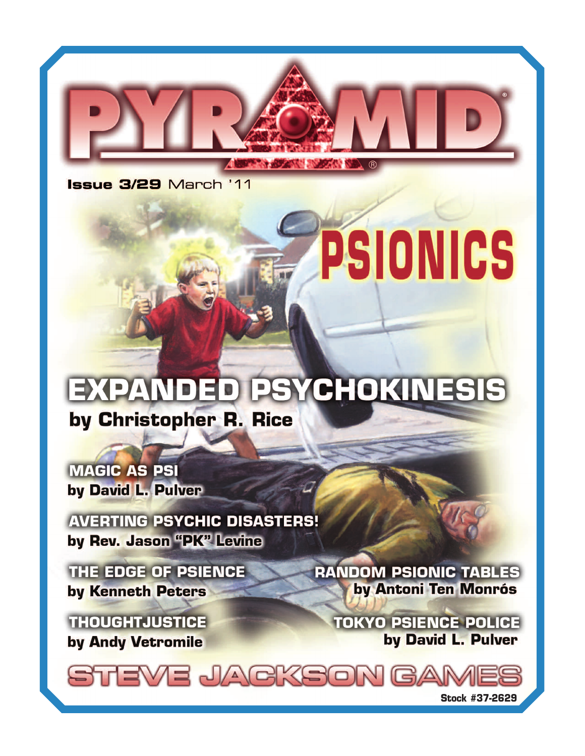# PYRAMID®

**Issue 3/29** March '11

# PSIONICS

## EXPANDED PSYCHOKINESIS
**by Christopher R. Rice**

**MAGIC AS PSI**
**by David L. Pulver**

**AVERTING PSYCHIC DISASTERS!**
**by Rev. Jason "PK" Levine**

**THE EDGE OF PSIENCE**
**by Kenneth Peters**

**RANDOM PSIONIC TABLES**
**by Antoni Ten Monrós**

**THOUGHTJUSTICE**
**by Andy Vetromile**

**TOKYO PSIENCE POLICE**
**by David L. Pulver**

STEVE JACKSON GAMES

Stock #37-2629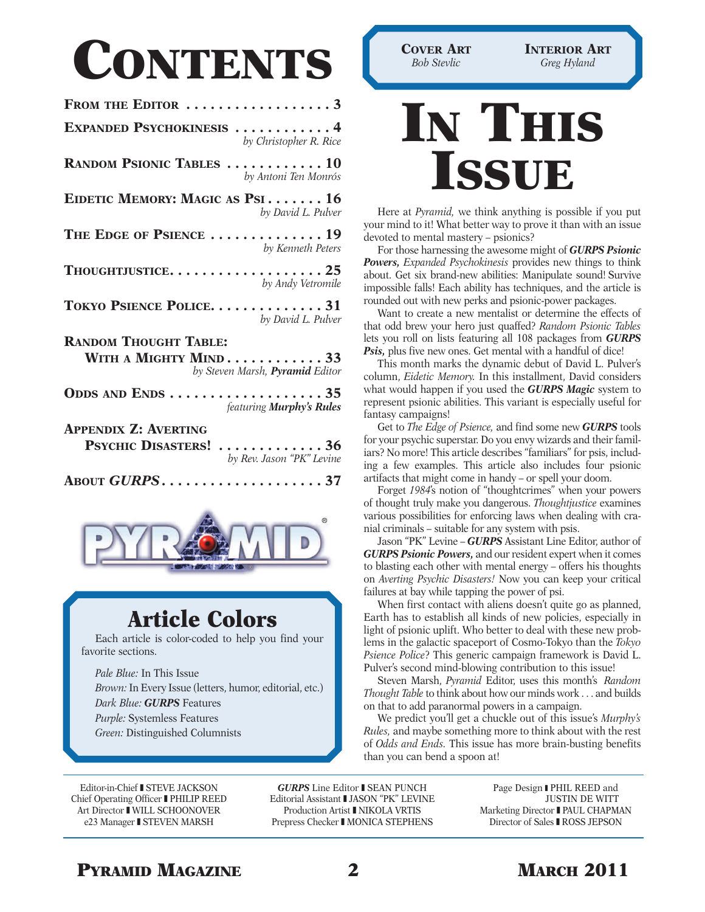# CONTENTS

**FROM THE EDITOR** . . . . . . . . . . . . . . . . . . 3

**EXPANDED PSYCHOKINESIS** . . . . . . . . . . . . 4
*by Christopher R. Rice*

**RANDOM PSIONIC TABLES** . . . . . . . . . . . . 10
*by Antoni Ten Monrós*

**EIDETIC MEMORY: MAGIC AS PSI** . . . . . . . 16
*by David L. Pulver*

**THE EDGE OF PSIENCE** . . . . . . . . . . . . . . 19
*by Kenneth Peters*

**THOUGHTJUSTICE** . . . . . . . . . . . . . . . . . . 25
*by Andy Vetromile*

**TOKYO PSIENCE POLICE** . . . . . . . . . . . . . . 31
*by David L. Pulver*

**RANDOM THOUGHT TABLE: WITH A MIGHTY MIND** . . . . . . . . . . . . 33
*by Steven Marsh,* ***Pyramid*** *Editor*

**ODDS AND ENDS** . . . . . . . . . . . . . . . . . . . 35
*featuring* ***Murphy's Rules***

**APPENDIX Z: AVERTING PSYCHIC DISASTERS!** . . . . . . . . . . . . . 36
*by Rev. Jason "PK" Levine*

**ABOUT *GURPS*** . . . . . . . . . . . . . . . . . . . . 37

## Article Colors

Each article is color-coded to help you find your favorite sections.

*Pale Blue:* In This Issue
*Brown:* In Every Issue (letters, humor, editorial, etc.)
*Dark Blue:* ***GURPS*** Features
*Purple:* Systemless Features
*Green:* Distinguished Columnists

**COVER ART**
*Bob Stevlic*

**INTERIOR ART**
*Greg Hyland*

# IN THIS ISSUE

Here at *Pyramid,* we think anything is possible if you put your mind to it! What better way to prove it than with an issue devoted to mental mastery – psionics?

For those harnessing the awesome might of ***GURPS Psionic Powers,*** *Expanded Psychokinesis* provides new things to think about. Get six brand-new abilities: Manipulate sound! Survive impossible falls! Each ability has techniques, and the article is rounded out with new perks and psionic-power packages.

Want to create a new mentalist or determine the effects of that odd brew your hero just quaffed? *Random Psionic Tables* lets you roll on lists featuring all 108 packages from ***GURPS Psis,*** plus five new ones. Get mental with a handful of dice!

This month marks the dynamic debut of David L. Pulver's column, *Eidetic Memory.* In this installment, David considers what would happen if you used the ***GURPS Magic*** system to represent psionic abilities. This variant is especially useful for fantasy campaigns!

Get to *The Edge of Psience,* and find some new ***GURPS*** tools for your psychic superstar. Do you envy wizards and their familiars? No more! This article describes "familiars" for psis, including a few examples. This article also includes four psionic artifacts that might come in handy – or spell your doom.

Forget *1984*'s notion of "thoughtcrimes" when your powers of thought truly make you dangerous. *Thoughtjustice* examines various possibilities for enforcing laws when dealing with cranial criminals – suitable for any system with psis.

Jason "PK" Levine – ***GURPS*** Assistant Line Editor, author of ***GURPS Psionic Powers,*** and our resident expert when it comes to blasting each other with mental energy – offers his thoughts on *Averting Psychic Disasters!* Now you can keep your critical failures at bay while tapping the power of psi.

When first contact with aliens doesn't quite go as planned, Earth has to establish all kinds of new policies, especially in light of psionic uplift. Who better to deal with these new problems in the galactic spaceport of Cosmo-Tokyo than the *Tokyo Psience Police*? This generic campaign framework is David L. Pulver's second mind-blowing contribution to this issue!

Steven Marsh, *Pyramid* Editor, uses this month's *Random Thought Table* to think about how our minds work . . . and builds on that to add paranormal powers in a campaign.

We predict you'll get a chuckle out of this issue's *Murphy's Rules,* and maybe something more to think about with the rest of *Odds and Ends.* This issue has more brain-busting benefits than you can bend a spoon at!

Editor-in-Chief ❚ STEVE JACKSON
Chief Operating Officer ❚ PHILIP REED
Art Director ❚ WILL SCHOONOVER
e23 Manager ❚ STEVEN MARSH

***GURPS*** Line Editor ❚ SEAN PUNCH
Editorial Assistant ❚ JASON "PK" LEVINE
Production Artist ❚ NIKOLA VRTIS
Prepress Checker ❚ MONICA STEPHENS

Page Design ❚ PHIL REED and JUSTIN DE WITT
Marketing Director ❚ PAUL CHAPMAN
Director of Sales ❚ ROSS JEPSON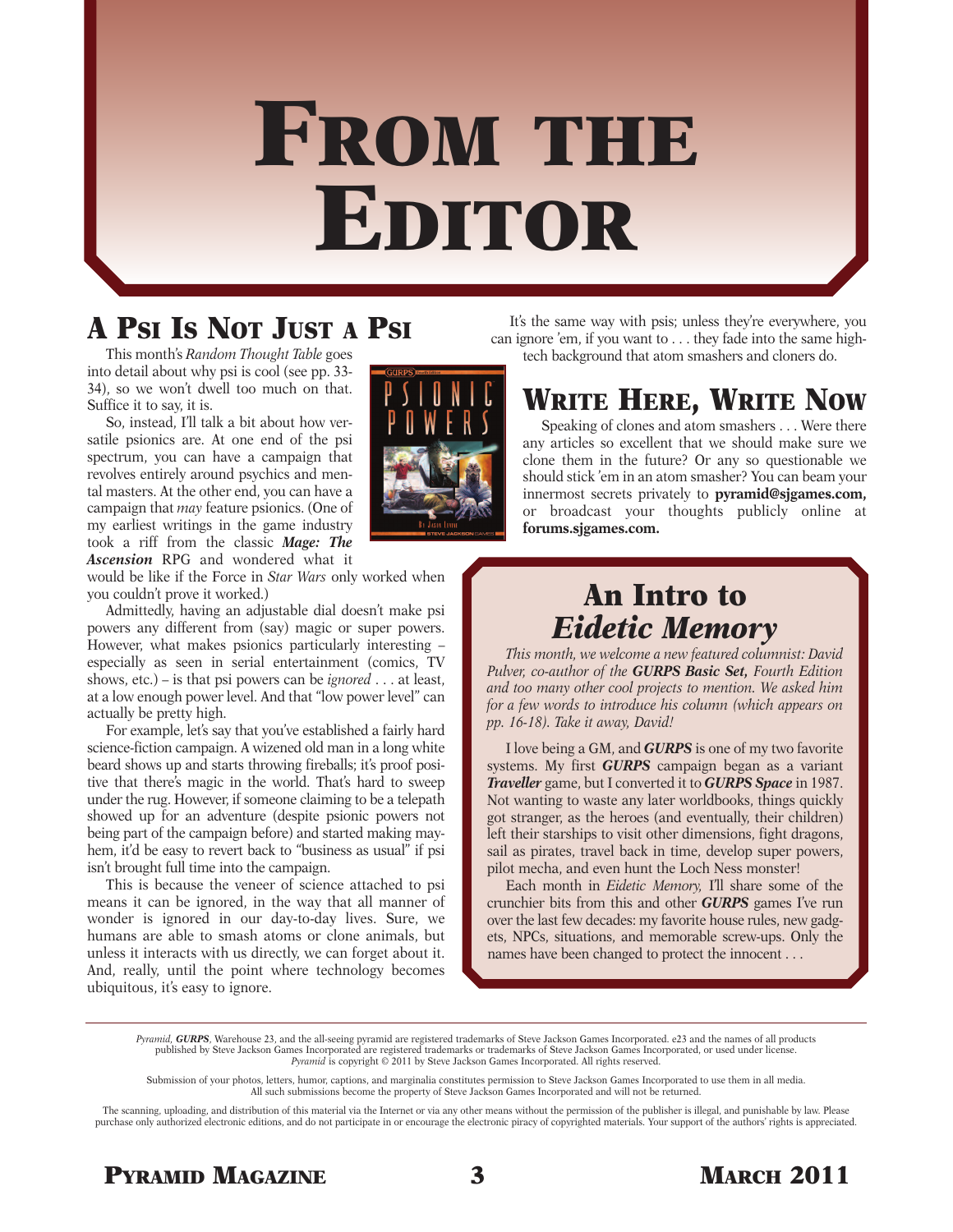# From the Editor

## A Psi Is Not Just a Psi

This month's *Random Thought Table* goes into detail about why psi is cool (see pp. 33-34), so we won't dwell too much on that. Suffice it to say, it is.

So, instead, I'll talk a bit about how versatile psionics are. At one end of the psi spectrum, you can have a campaign that revolves entirely around psychics and mental masters. At the other end, you can have a campaign that *may* feature psionics. (One of my earliest writings in the game industry took a riff from the classic ***Mage: The Ascension*** RPG and wondered what it would be like if the Force in *Star Wars* only worked when you couldn't prove it worked.)

Admittedly, having an adjustable dial doesn't make psi powers any different from (say) magic or super powers. However, what makes psionics particularly interesting – especially as seen in serial entertainment (comics, TV shows, etc.) – is that psi powers can be *ignored* . . . at least, at a low enough power level. And that "low power level" can actually be pretty high.

For example, let's say that you've established a fairly hard science-fiction campaign. A wizened old man in a long white beard shows up and starts throwing fireballs; it's proof positive that there's magic in the world. That's hard to sweep under the rug. However, if someone claiming to be a telepath showed up for an adventure (despite psionic powers not being part of the campaign before) and started making mayhem, it'd be easy to revert back to "business as usual" if psi isn't brought full time into the campaign.

This is because the veneer of science attached to psi means it can be ignored, in the way that all manner of wonder is ignored in our day-to-day lives. Sure, we humans are able to smash atoms or clone animals, but unless it interacts with us directly, we can forget about it. And, really, until the point where technology becomes ubiquitous, it's easy to ignore.

It's the same way with psis; unless they're everywhere, you can ignore 'em, if you want to . . . they fade into the same high-tech background that atom smashers and cloners do.

## Write Here, Write Now

Speaking of clones and atom smashers . . . Were there any articles so excellent that we should make sure we clone them in the future? Or any so questionable we should stick 'em in an atom smasher? You can beam your innermost secrets privately to **pyramid@sjgames.com,** or broadcast your thoughts publicly online at **forums.sjgames.com.**

## An Intro to *Eidetic Memory*

*This month, we welcome a new featured columnist: David Pulver, co-author of the **GURPS Basic Set,** Fourth Edition and too many other cool projects to mention. We asked him for a few words to introduce his column (which appears on pp. 16-18). Take it away, David!*

I love being a GM, and ***GURPS*** is one of my two favorite systems. My first ***GURPS*** campaign began as a variant ***Traveller*** game, but I converted it to ***GURPS Space*** in 1987. Not wanting to waste any later worldbooks, things quickly got stranger, as the heroes (and eventually, their children) left their starships to visit other dimensions, fight dragons, sail as pirates, travel back in time, develop super powers, pilot mecha, and even hunt the Loch Ness monster!

Each month in *Eidetic Memory,* I'll share some of the crunchier bits from this and other ***GURPS*** games I've run over the last few decades: my favorite house rules, new gadgets, NPCs, situations, and memorable screw-ups. Only the names have been changed to protect the innocent . . .

---

*Pyramid*, ***GURPS***, Warehouse 23, and the all-seeing pyramid are registered trademarks of Steve Jackson Games Incorporated. e23 and the names of all products published by Steve Jackson Games Incorporated are registered trademarks or trademarks of Steve Jackson Games Incorporated, or used under license. *Pyramid* is copyright © 2011 by Steve Jackson Games Incorporated. All rights reserved.

Submission of your photos, letters, humor, captions, and marginalia constitutes permission to Steve Jackson Games Incorporated to use them in all media. All such submissions become the property of Steve Jackson Games Incorporated and will not be returned.

The scanning, uploading, and distribution of this material via the Internet or via any other means without the permission of the publisher is illegal, and punishable by law. Please purchase only authorized electronic editions, and do not participate in or encourage the electronic piracy of copyrighted materials. Your support of the authors' rights is appreciated.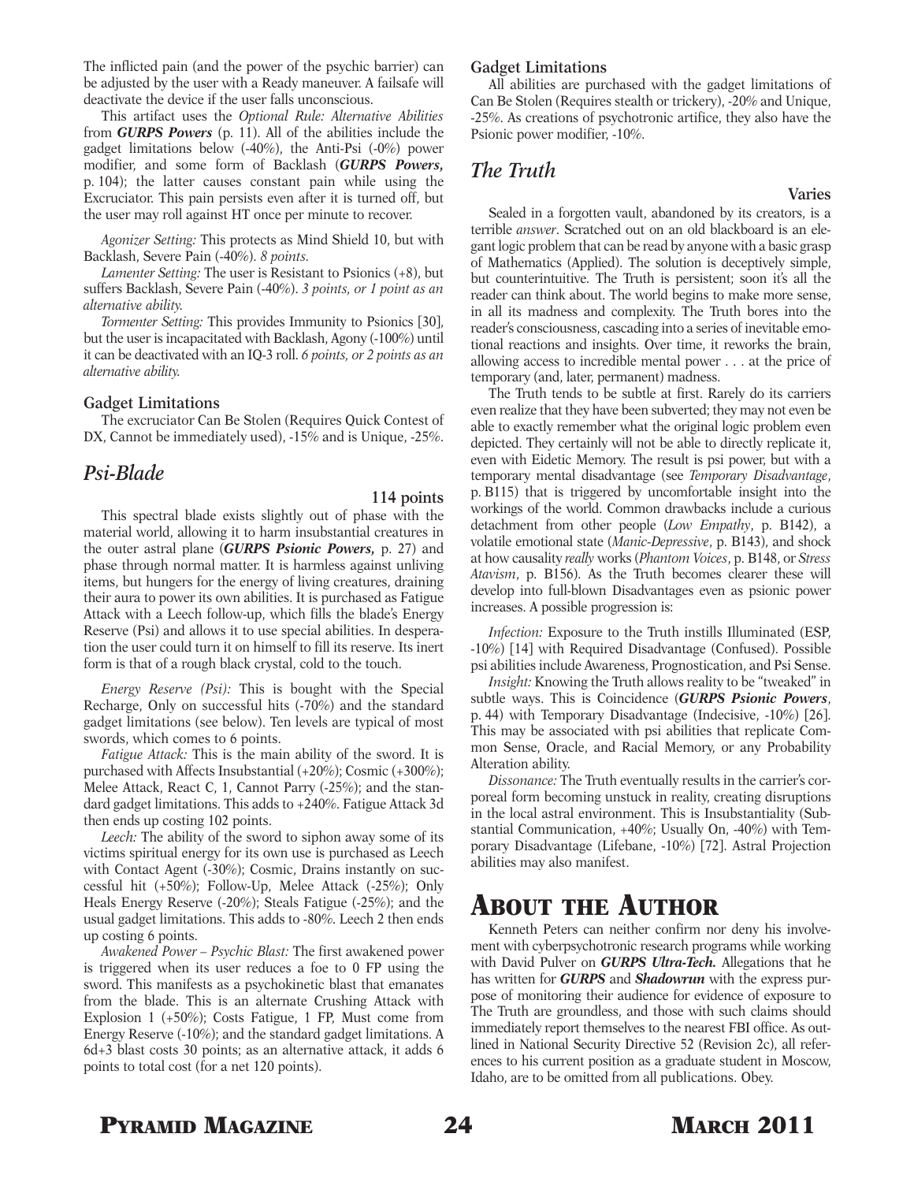The inflicted pain (and the power of the psychic barrier) can be adjusted by the user with a Ready maneuver. A failsafe will deactivate the device if the user falls unconscious.

This artifact uses the *Optional Rule: Alternative Abilities* from ***GURPS Powers*** (p. 11). All of the abilities include the gadget limitations below (-40%), the Anti-Psi (-0%) power modifier, and some form of Backlash (***GURPS Powers,*** p. 104); the latter causes constant pain while using the Excruciator. This pain persists even after it is turned off, but the user may roll against HT once per minute to recover.

*Agonizer Setting:* This protects as Mind Shield 10, but with Backlash, Severe Pain (-40%). *8 points.*

*Lamenter Setting:* The user is Resistant to Psionics (+8), but suffers Backlash, Severe Pain (-40%). *3 points, or 1 point as an alternative ability.*

*Tormenter Setting:* This provides Immunity to Psionics [30], but the user is incapacitated with Backlash, Agony (-100%) until it can be deactivated with an IQ-3 roll. *6 points, or 2 points as an alternative ability.*

#### Gadget Limitations

The excruciator Can Be Stolen (Requires Quick Contest of DX, Cannot be immediately used), -15% and is Unique, -25%.

## *Psi-Blade*

**114 points**

This spectral blade exists slightly out of phase with the material world, allowing it to harm insubstantial creatures in the outer astral plane (***GURPS Psionic Powers,*** p. 27) and phase through normal matter. It is harmless against unliving items, but hungers for the energy of living creatures, draining their aura to power its own abilities. It is purchased as Fatigue Attack with a Leech follow-up, which fills the blade's Energy Reserve (Psi) and allows it to use special abilities. In desperation the user could turn it on himself to fill its reserve. Its inert form is that of a rough black crystal, cold to the touch.

*Energy Reserve (Psi):* This is bought with the Special Recharge, Only on successful hits (-70%) and the standard gadget limitations (see below). Ten levels are typical of most swords, which comes to 6 points.

*Fatigue Attack:* This is the main ability of the sword. It is purchased with Affects Insubstantial (+20%); Cosmic (+300%); Melee Attack, React C, 1, Cannot Parry (-25%); and the standard gadget limitations. This adds to +240%. Fatigue Attack 3d then ends up costing 102 points.

*Leech:* The ability of the sword to siphon away some of its victims spiritual energy for its own use is purchased as Leech with Contact Agent (-30%); Cosmic, Drains instantly on successful hit (+50%); Follow-Up, Melee Attack (-25%); Only Heals Energy Reserve (-20%); Steals Fatigue (-25%); and the usual gadget limitations. This adds to -80%. Leech 2 then ends up costing 6 points.

*Awakened Power – Psychic Blast:* The first awakened power is triggered when its user reduces a foe to 0 FP using the sword. This manifests as a psychokinetic blast that emanates from the blade. This is an alternate Crushing Attack with Explosion 1 (+50%); Costs Fatigue, 1 FP, Must come from Energy Reserve (-10%); and the standard gadget limitations. A 6d+3 blast costs 30 points; as an alternative attack, it adds 6 points to total cost (for a net 120 points).

#### Gadget Limitations

All abilities are purchased with the gadget limitations of Can Be Stolen (Requires stealth or trickery), -20% and Unique, -25%. As creations of psychotronic artifice, they also have the Psionic power modifier, -10%.

## *The Truth*

**Varies**

Sealed in a forgotten vault, abandoned by its creators, is a terrible *answer*. Scratched out on an old blackboard is an elegant logic problem that can be read by anyone with a basic grasp of Mathematics (Applied). The solution is deceptively simple, but counterintuitive. The Truth is persistent; soon it's all the reader can think about. The world begins to make more sense, in all its madness and complexity. The Truth bores into the reader's consciousness, cascading into a series of inevitable emotional reactions and insights. Over time, it reworks the brain, allowing access to incredible mental power . . . at the price of temporary (and, later, permanent) madness.

The Truth tends to be subtle at first. Rarely do its carriers even realize that they have been subverted; they may not even be able to exactly remember what the original logic problem even depicted. They certainly will not be able to directly replicate it, even with Eidetic Memory. The result is psi power, but with a temporary mental disadvantage (see *Temporary Disadvantage*, p. B115) that is triggered by uncomfortable insight into the workings of the world. Common drawbacks include a curious detachment from other people (*Low Empathy*, p. B142), a volatile emotional state (*Manic-Depressive*, p. B143), and shock at how causality *really* works (*Phantom Voices*, p. B148, or *Stress Atavism*, p. B156). As the Truth becomes clearer these will develop into full-blown Disadvantages even as psionic power increases. A possible progression is:

*Infection:* Exposure to the Truth instills Illuminated (ESP, -10%) [14] with Required Disadvantage (Confused). Possible psi abilities include Awareness, Prognostication, and Psi Sense.

*Insight:* Knowing the Truth allows reality to be "tweaked" in subtle ways. This is Coincidence (***GURPS Psionic Powers***, p. 44) with Temporary Disadvantage (Indecisive, -10%) [26]. This may be associated with psi abilities that replicate Common Sense, Oracle, and Racial Memory, or any Probability Alteration ability.

*Dissonance:* The Truth eventually results in the carrier's corporeal form becoming unstuck in reality, creating disruptions in the local astral environment. This is Insubstantiality (Substantial Communication, +40%; Usually On, -40%) with Temporary Disadvantage (Lifebane, -10%) [72]. Astral Projection abilities may also manifest.

# About the Author

Kenneth Peters can neither confirm nor deny his involvement with cyberpsychotronic research programs while working with David Pulver on ***GURPS Ultra-Tech.*** Allegations that he has written for ***GURPS*** and ***Shadowrun*** with the express purpose of monitoring their audience for evidence of exposure to The Truth are groundless, and those with such claims should immediately report themselves to the nearest FBI office. As outlined in National Security Directive 52 (Revision 2c), all references to his current position as a graduate student in Moscow, Idaho, are to be omitted from all publications. Obey.